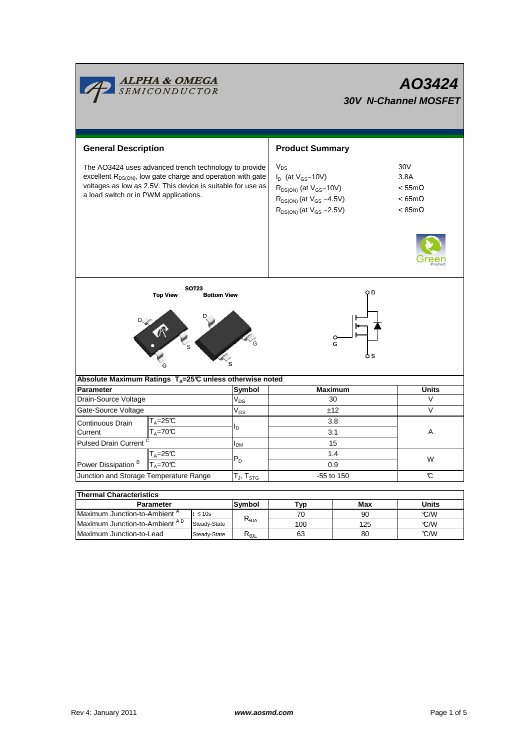ALPHA & OMEGA SEMICONDUCTOR

# AO3424

## 30V N-Channel MOSFET

## General Description

The AO3424 uses advanced trench technology to provide excellent $R_{DS(ON)}$, low gate charge and operation with gate voltages as low as 2.5V. This device is suitable for use as a load switch or in PWM applications.

## Product Summary

| | |
|---|---|
| $V_{DS}$ | 30V |
| $I_D$ (at $V_{GS}$=10V) | 3.8A |
| $R_{DS(ON)}$ (at $V_{GS}$=10V) | < 55mΩ |
| $R_{DS(ON)}$ (at $V_{GS}$ =4.5V) | < 65mΩ |
| $R_{DS(ON)}$ (at $V_{GS}$ =2.5V) | < 85mΩ |

SOT23

Top View　　Bottom View

### Absolute Maximum Ratings $T_A$=25℃ unless otherwise noted

| Parameter | | Symbol | Maximum | Units |
|---|---|---|---|---|
| Drain-Source Voltage | | $V_{DS}$ | 30 | V |
| Gate-Source Voltage | | $V_{GS}$ | ±12 | V |
| Continuous Drain Current | $T_A$=25℃ | $I_D$ | 3.8 | A |
| | $T_A$=70℃ | | 3.1 | |
| Pulsed Drain Current [C] | | $I_{DM}$ | 15 | |
| Power Dissipation [B] | $T_A$=25℃ | $P_D$ | 1.4 | W |
| | $T_A$=70℃ | | 0.9 | |
| Junction and Storage Temperature Range | | $T_J$, $T_{STG}$ | -55 to 150 | ℃ |

### Thermal Characteristics

| Parameter | | Symbol | Typ | Max | Units |
|---|---|---|---|---|---|
| Maximum Junction-to-Ambient [A] | t ≤ 10s | $R_{\theta JA}$ | 70 | 90 | ℃/W |
| Maximum Junction-to-Ambient [A D] | Steady-State | | 100 | 125 | ℃/W |
| Maximum Junction-to-Lead | Steady-State | $R_{\theta JL}$ | 63 | 80 | ℃/W |

Rev 4: January 2011　　www.aosmd.com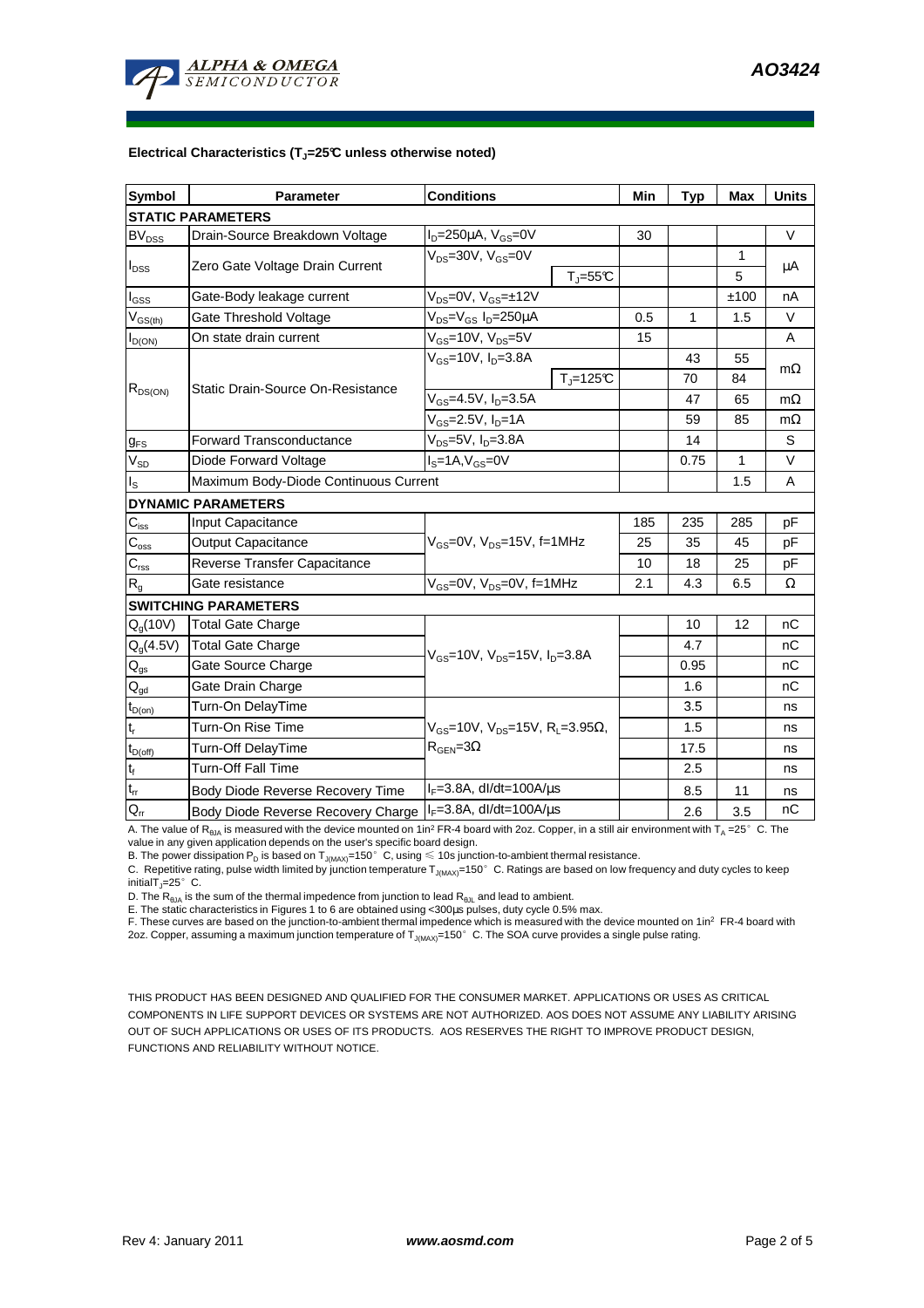### Electrical Characteristics ($T_J$=25°C unless otherwise noted)

| Symbol | Parameter | Conditions | | Min | Typ | Max | Units |
|---|---|---|---|---|---|---|---|
| **STATIC PARAMETERS** | | | | | | | |
| $BV_{DSS}$ | Drain-Source Breakdown Voltage | $I_D$=250µA, $V_{GS}$=0V | | 30 | | | V |
| $I_{DSS}$ | Zero Gate Voltage Drain Current | $V_{DS}$=30V, $V_{GS}$=0V | | | | 1 | µA |
| | | | $T_J$=55°C | | | 5 | |
| $I_{GSS}$ | Gate-Body leakage current | $V_{DS}$=0V, $V_{GS}$=±12V | | | | ±100 | nA |
| $V_{GS(th)}$ | Gate Threshold Voltage | $V_{DS}$=$V_{GS}$ $I_D$=250µA | | 0.5 | 1 | 1.5 | V |
| $I_{D(ON)}$ | On state drain current | $V_{GS}$=10V, $V_{DS}$=5V | | 15 | | | A |
| $R_{DS(ON)}$ | Static Drain-Source On-Resistance | $V_{GS}$=10V, $I_D$=3.8A | | | 43 | 55 | mΩ |
| | | | $T_J$=125°C | | 70 | 84 | |
| | | $V_{GS}$=4.5V, $I_D$=3.5A | | | 47 | 65 | mΩ |
| | | $V_{GS}$=2.5V, $I_D$=1A | | | 59 | 85 | mΩ |
| $g_{FS}$ | Forward Transconductance | $V_{DS}$=5V, $I_D$=3.8A | | | 14 | | S |
| $V_{SD}$ | Diode Forward Voltage | $I_S$=1A,$V_{GS}$=0V | | | 0.75 | 1 | V |
| $I_S$ | Maximum Body-Diode Continuous Current | | | | | 1.5 | A |
| **DYNAMIC PARAMETERS** | | | | | | | |
| $C_{iss}$ | Input Capacitance | $V_{GS}$=0V, $V_{DS}$=15V, f=1MHz | | 185 | 235 | 285 | pF |
| $C_{oss}$ | Output Capacitance | | | 25 | 35 | 45 | pF |
| $C_{rss}$ | Reverse Transfer Capacitance | | | 10 | 18 | 25 | pF |
| $R_g$ | Gate resistance | $V_{GS}$=0V, $V_{DS}$=0V, f=1MHz | | 2.1 | 4.3 | 6.5 | Ω |
| **SWITCHING PARAMETERS** | | | | | | | |
| $Q_g$(10V) | Total Gate Charge | $V_{GS}$=10V, $V_{DS}$=15V, $I_D$=3.8A | | | 10 | 12 | nC |
| $Q_g$(4.5V) | Total Gate Charge | | | | 4.7 | | nC |
| $Q_{gs}$ | Gate Source Charge | | | | 0.95 | | nC |
| $Q_{gd}$ | Gate Drain Charge | | | | 1.6 | | nC |
| $t_{D(on)}$ | Turn-On DelayTime | $V_{GS}$=10V, $V_{DS}$=15V, $R_L$=3.95Ω, $R_{GEN}$=3Ω | | | 3.5 | | ns |
| $t_r$ | Turn-On Rise Time | | | | 1.5 | | ns |
| $t_{D(off)}$ | Turn-Off DelayTime | | | | 17.5 | | ns |
| $t_f$ | Turn-Off Fall Time | | | | 2.5 | | ns |
| $t_{rr}$ | Body Diode Reverse Recovery Time | $I_F$=3.8A, dI/dt=100A/µs | | | 8.5 | 11 | ns |
| $Q_{rr}$ | Body Diode Reverse Recovery Charge | $I_F$=3.8A, dI/dt=100A/µs | | | 2.6 | 3.5 | nC |

A. The value of $R_{\theta JA}$ is measured with the device mounted on 1in² FR-4 board with 2oz. Copper, in a still air environment with $T_A$ =25°C. The value in any given application depends on the user's specific board design.

B. The power dissipation $P_D$ is based on $T_{J(MAX)}$=150°C, using ≤ 10s junction-to-ambient thermal resistance.

C. Repetitive rating, pulse width limited by junction temperature $T_{J(MAX)}$=150°C. Ratings are based on low frequency and duty cycles to keep initial $T_J$=25°C.

D. The $R_{\theta JA}$ is the sum of the thermal impedence from junction to lead $R_{\theta JL}$ and lead to ambient.

E. The static characteristics in Figures 1 to 6 are obtained using <300µs pulses, duty cycle 0.5% max.

F. These curves are based on the junction-to-ambient thermal impedence which is measured with the device mounted on 1in² FR-4 board with 2oz. Copper, assuming a maximum junction temperature of $T_{J(MAX)}$=150°C. The SOA curve provides a single pulse rating.

THIS PRODUCT HAS BEEN DESIGNED AND QUALIFIED FOR THE CONSUMER MARKET. APPLICATIONS OR USES AS CRITICAL COMPONENTS IN LIFE SUPPORT DEVICES OR SYSTEMS ARE NOT AUTHORIZED. AOS DOES NOT ASSUME ANY LIABILITY ARISING OUT OF SUCH APPLICATIONS OR USES OF ITS PRODUCTS. AOS RESERVES THE RIGHT TO IMPROVE PRODUCT DESIGN, FUNCTIONS AND RELIABILITY WITHOUT NOTICE.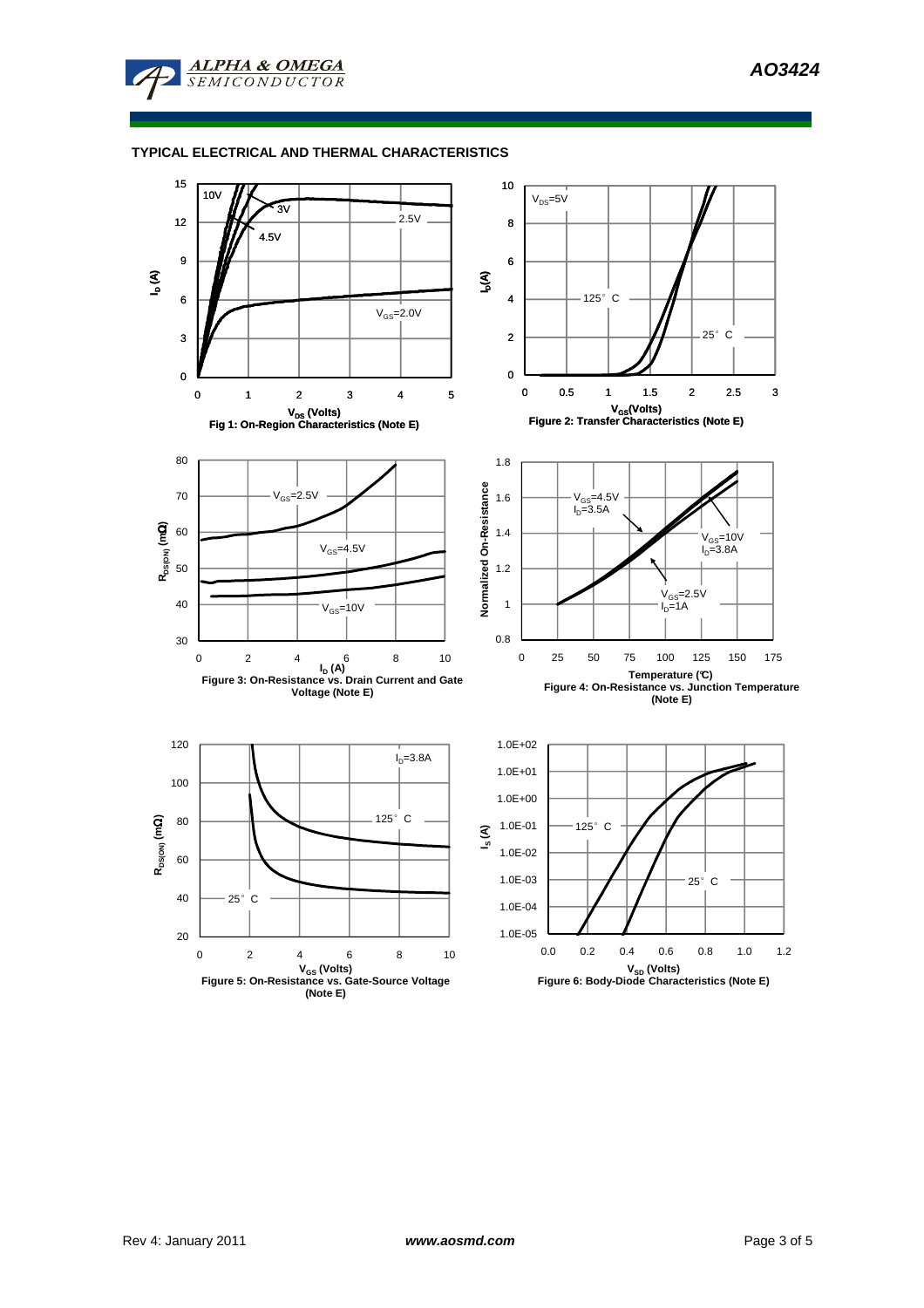## TYPICAL ELECTRICAL AND THERMAL CHARACTERISTICS

Fig 1: On-Region Characteristics (Note E)

Figure 2: Transfer Characteristics (Note E)

Figure 3: On-Resistance vs. Drain Current and Gate Voltage (Note E)

Figure 4: On-Resistance vs. Junction Temperature (Note E)

Figure 5: On-Resistance vs. Gate-Source Voltage (Note E)

Figure 6: Body-Diode Characteristics (Note E)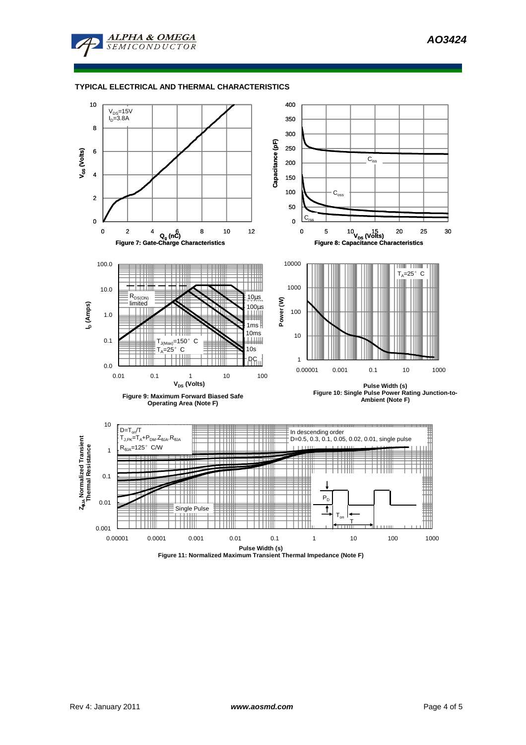## TYPICAL ELECTRICAL AND THERMAL CHARACTERISTICS

$V_{DS}$=15V
$I_D$=3.8A

Figure 7: Gate-Charge Characteristics

$C_{iss}$, $C_{oss}$, $C_{rss}$

Figure 8: Capacitance Characteristics

$R_{DS(ON)}$ limited
10µs, 100µs, 1ms, 10ms, 10s, DC
$T_{J(Max)}$=150° C
$T_A$=25° C

Figure 9: Maximum Forward Biased Safe Operating Area (Note F)

$T_A$=25° C

Figure 10: Single Pulse Power Rating Junction-to-Ambient (Note F)

$D=T_{on}/T$
$T_{J,PK}=T_A+P_{DM}.Z_{\theta JA}.R_{\theta JA}$
$R_{\theta JA}$=125° C/W

In descending order
D=0.5, 0.3, 0.1, 0.05, 0.02, 0.01, single pulse

Single Pulse

Figure 11: Normalized Maximum Transient Thermal Impedance (Note F)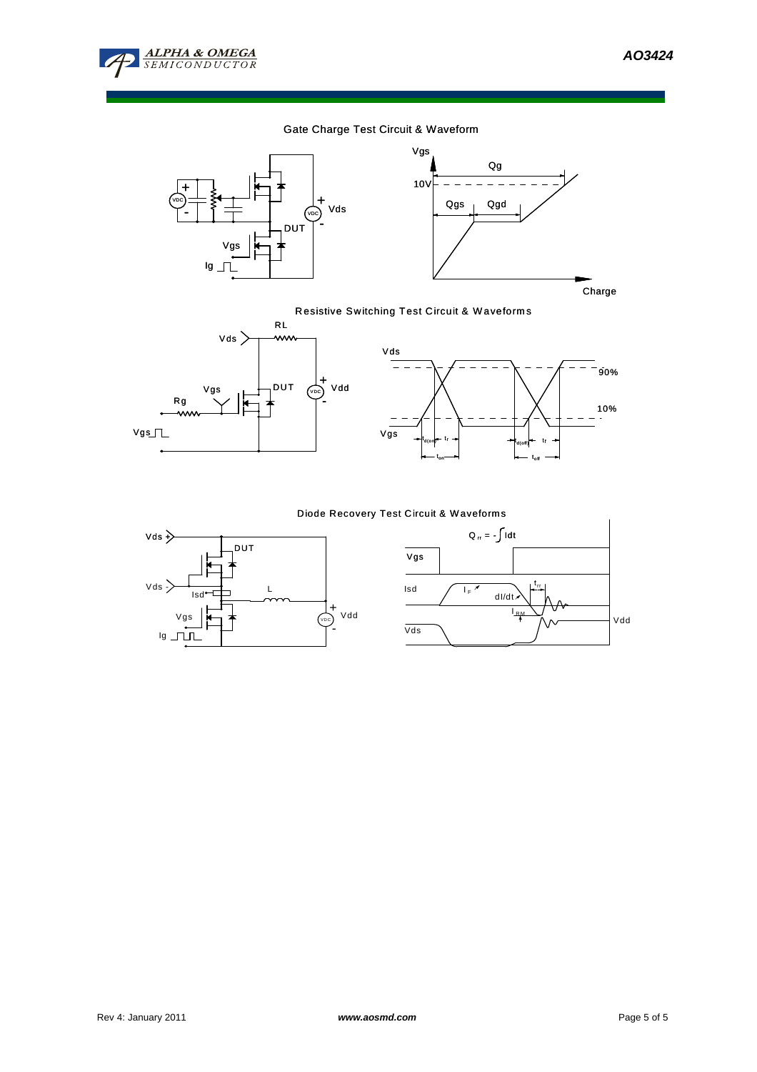## Gate Charge Test Circuit & Waveform

VDC
+
-
Vds
+
-
DUT
Vgs
Ig

Vgs
Qg
10V
Qgs
Qgd
Charge

## Resistive Switching Test Circuit & Waveforms

RL
Vds
Vgs
Rg
DUT
+
Vdd
-
Vgs

Vds
90%
10%
Vgs
$t_{d(on)}$
$t_r$
$t_{on}$
$t_{d(off)}$
$t_f$
$t_{off}$

## Diode Recovery Test Circuit & Waveforms

Vds +
DUT
Vds -
Isd
L
+
Vdd
-
Vgs
Ig

$Q_{rr} = -\int Idt$
Vgs
Isd
$I_F$
dI/dt
$t_{rr}$
$I_{RM}$
Vds
Vdd